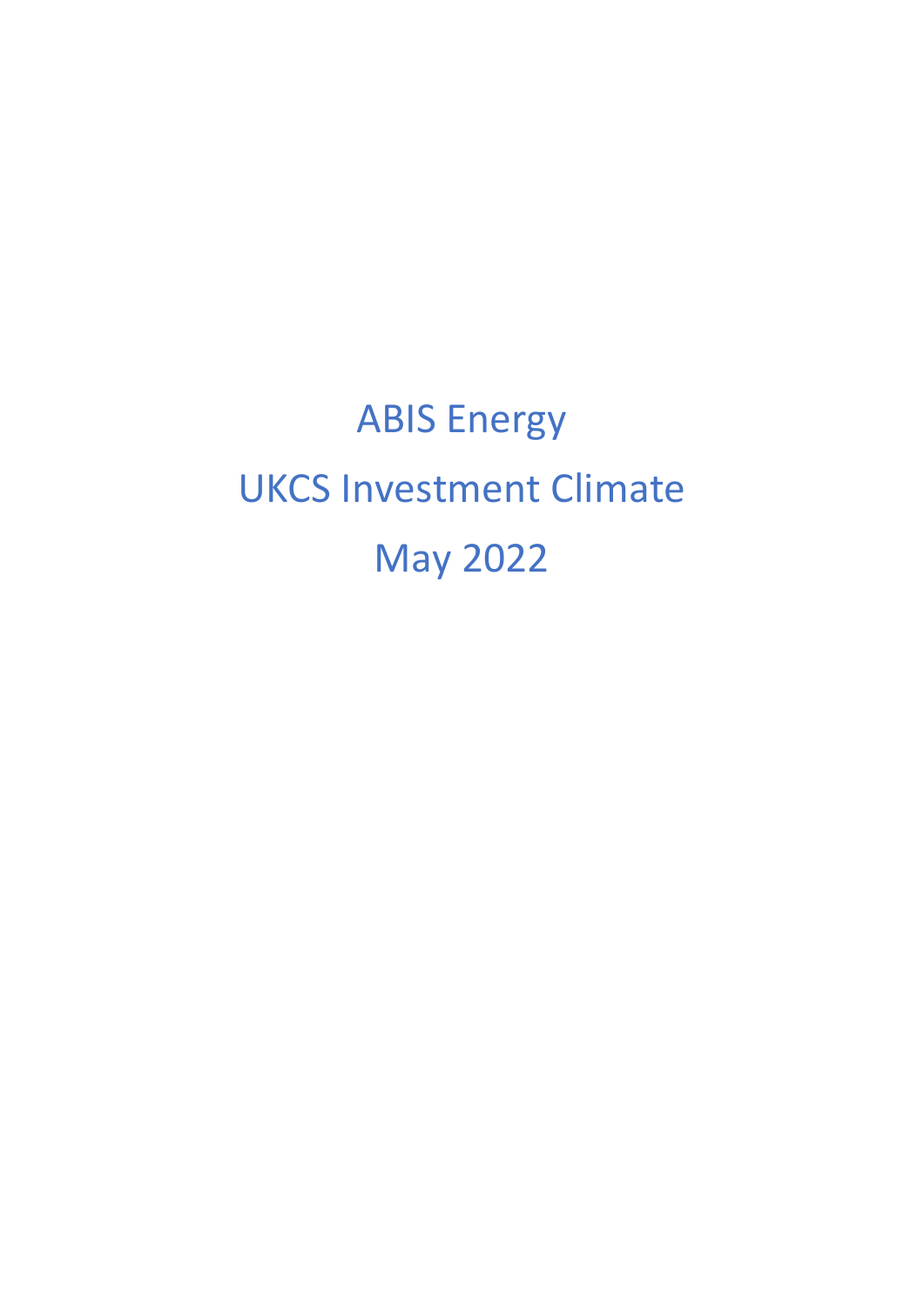# ABIS Energy

# UKCS Investment Climate

# May 2022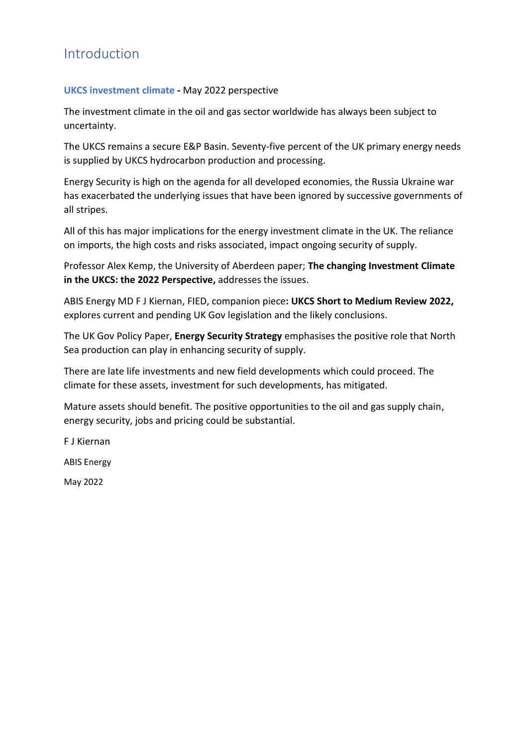# Introduction

**UKCS investment climate - May 2022 perspective**

The investment climate in the oil and gas sector worldwide has always been subject to uncertainty.

The UKCS remains a secure E&P Basin. Seventy-five percent of the UK primary energy needs is supplied by UKCS hydrocarbon production and processing.

Energy Security is high on the agenda for all developed economies, the Russia Ukraine war has exacerbated the underlying issues that have been ignored by successive governments of all stripes.

All of this has major implications for the energy investment climate in the UK. The reliance on imports, the high costs and risks associated, impact ongoing security of supply.

Professor Alex Kemp, the University of Aberdeen paper; **The changing Investment Climate in the UKCS: the 2022 Perspective,** addresses the issues.

ABIS Energy MD F J Kiernan, FIED, companion piece**: UKCS Short to Medium Review 2022,** explores current and pending UK Gov legislation and the likely conclusions.

The UK Gov Policy Paper, **Energy Security Strategy** emphasises the positive role that North Sea production can play in enhancing security of supply.

There are late life investments and new field developments which could proceed. The climate for these assets, investment for such developments, has mitigated.

Mature assets should benefit. The positive opportunities to the oil and gas supply chain, energy security, jobs and pricing could be substantial.

F J Kiernan

ABIS Energy

May 2022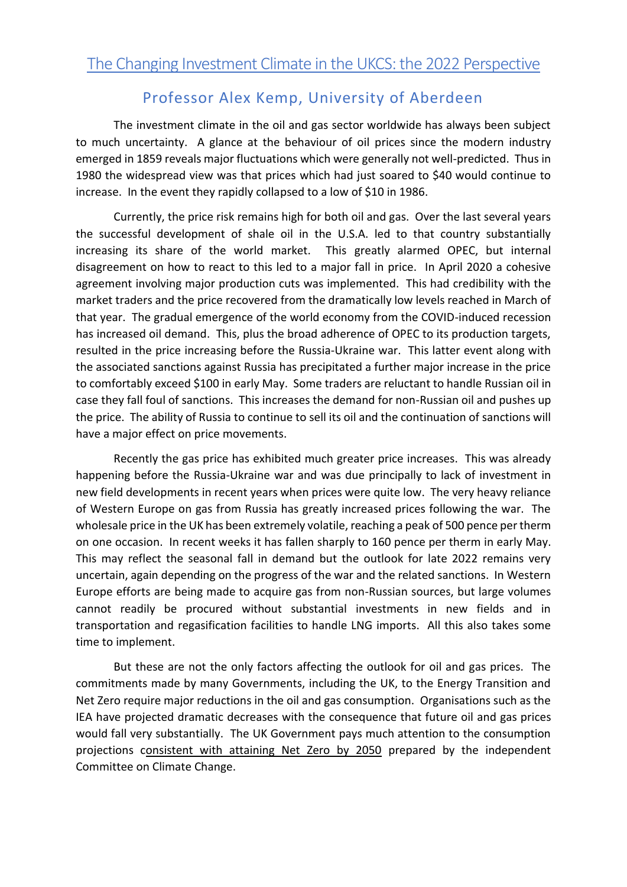# The Changing Investment Climate in the UKCS: the 2022 Perspective

## Professor Alex Kemp, University of Aberdeen

The investment climate in the oil and gas sector worldwide has always been subject to much uncertainty. A glance at the behaviour of oil prices since the modern industry emerged in 1859 reveals major fluctuations which were generally not well-predicted. Thus in 1980 the widespread view was that prices which had just soared to $40 would continue to increase. In the event they rapidly collapsed to a low of $10 in 1986.

Currently, the price risk remains high for both oil and gas. Over the last several years the successful development of shale oil in the U.S.A. led to that country substantially increasing its share of the world market. This greatly alarmed OPEC, but internal disagreement on how to react to this led to a major fall in price. In April 2020 a cohesive agreement involving major production cuts was implemented. This had credibility with the market traders and the price recovered from the dramatically low levels reached in March of that year. The gradual emergence of the world economy from the COVID-induced recession has increased oil demand. This, plus the broad adherence of OPEC to its production targets, resulted in the price increasing before the Russia-Ukraine war. This latter event along with the associated sanctions against Russia has precipitated a further major increase in the price to comfortably exceed $100 in early May. Some traders are reluctant to handle Russian oil in case they fall foul of sanctions. This increases the demand for non-Russian oil and pushes up the price. The ability of Russia to continue to sell its oil and the continuation of sanctions will have a major effect on price movements.

Recently the gas price has exhibited much greater price increases. This was already happening before the Russia-Ukraine war and was due principally to lack of investment in new field developments in recent years when prices were quite low. The very heavy reliance of Western Europe on gas from Russia has greatly increased prices following the war. The wholesale price in the UK has been extremely volatile, reaching a peak of 500 pence per therm on one occasion. In recent weeks it has fallen sharply to 160 pence per therm in early May. This may reflect the seasonal fall in demand but the outlook for late 2022 remains very uncertain, again depending on the progress of the war and the related sanctions. In Western Europe efforts are being made to acquire gas from non-Russian sources, but large volumes cannot readily be procured without substantial investments in new fields and in transportation and regasification facilities to handle LNG imports. All this also takes some time to implement.

But these are not the only factors affecting the outlook for oil and gas prices. The commitments made by many Governments, including the UK, to the Energy Transition and Net Zero require major reductions in the oil and gas consumption. Organisations such as the IEA have projected dramatic decreases with the consequence that future oil and gas prices would fall very substantially. The UK Government pays much attention to the consumption projections consistent with attaining Net Zero by 2050 prepared by the independent Committee on Climate Change.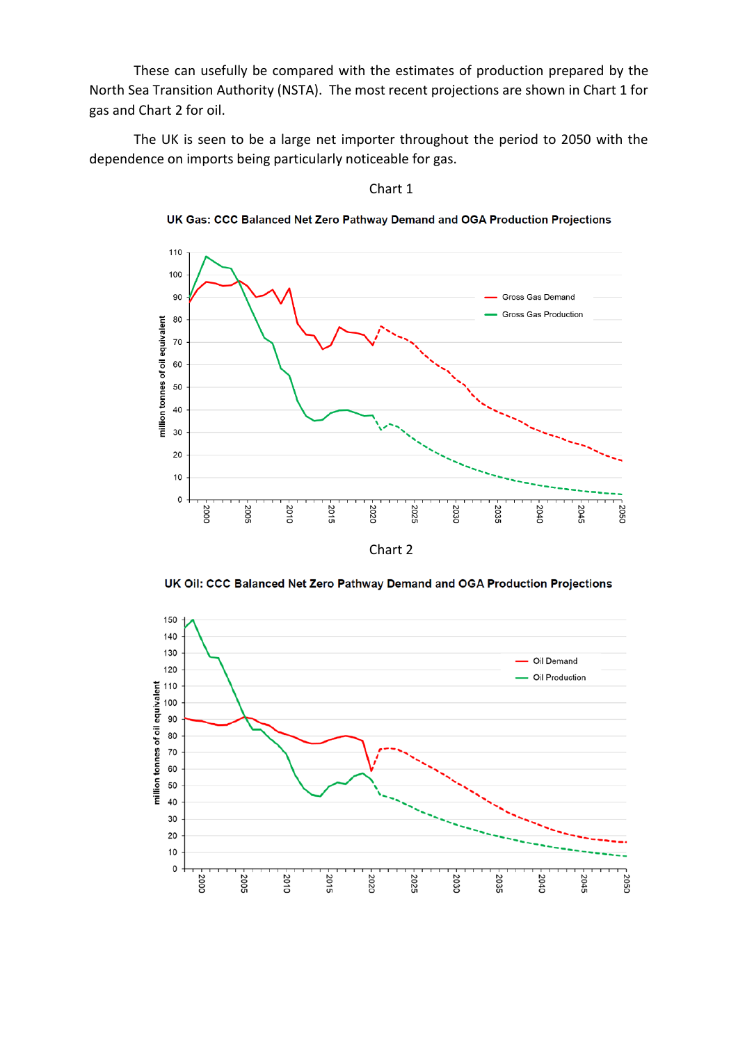These can usefully be compared with the estimates of production prepared by the North Sea Transition Authority (NSTA). The most recent projections are shown in Chart 1 for gas and Chart 2 for oil.

The UK is seen to be a large net importer throughout the period to 2050 with the dependence on imports being particularly noticeable for gas.

Chart 1

**UK Gas: CCC Balanced Net Zero Pathway Demand and OGA Production Projections**

Chart 2

**UK Oil: CCC Balanced Net Zero Pathway Demand and OGA Production Projections**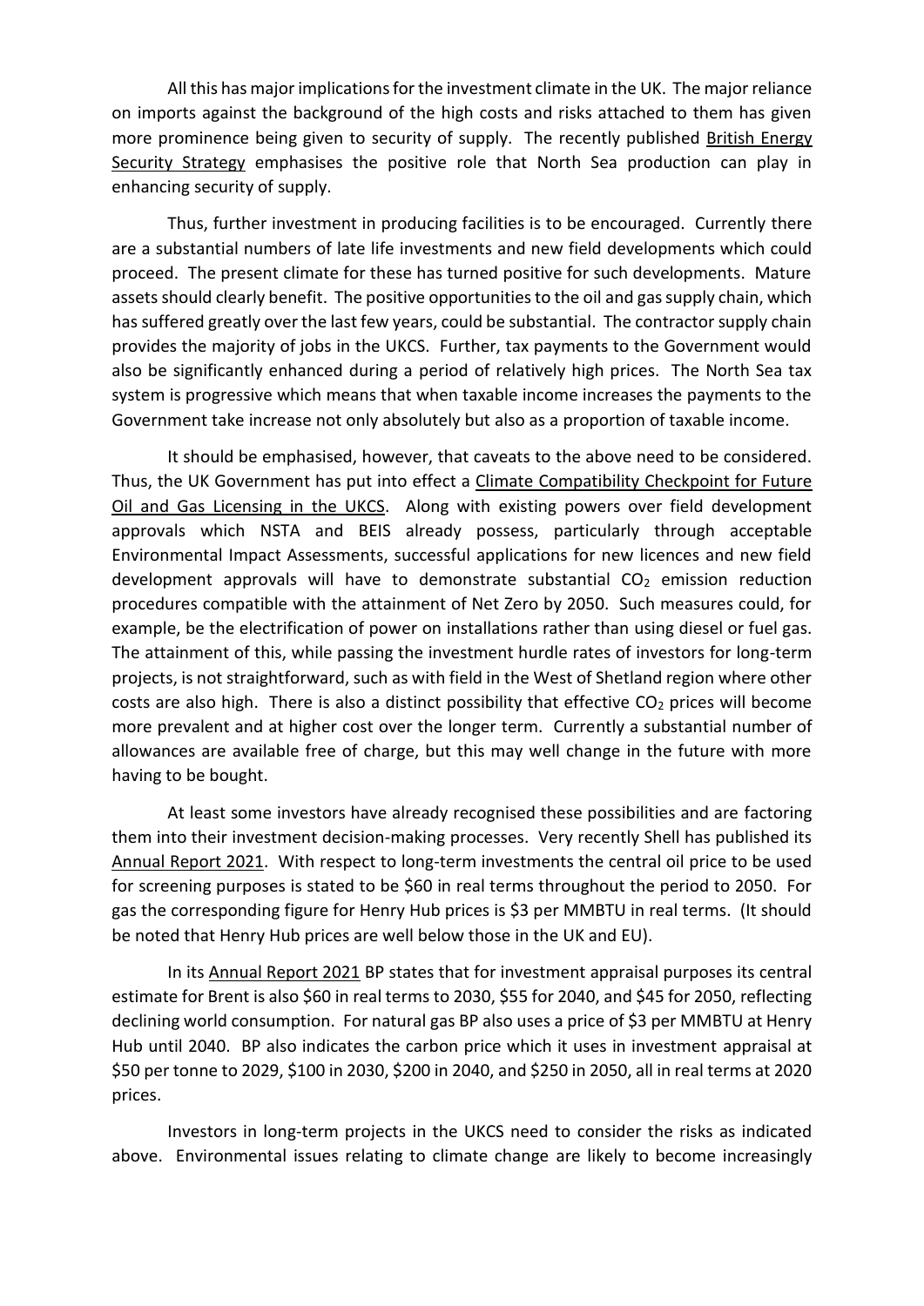All this has major implications for the investment climate in the UK. The major reliance on imports against the background of the high costs and risks attached to them has given more prominence being given to security of supply. The recently published British Energy Security Strategy emphasises the positive role that North Sea production can play in enhancing security of supply.

Thus, further investment in producing facilities is to be encouraged. Currently there are a substantial numbers of late life investments and new field developments which could proceed. The present climate for these has turned positive for such developments. Mature assets should clearly benefit. The positive opportunities to the oil and gas supply chain, which has suffered greatly over the last few years, could be substantial. The contractor supply chain provides the majority of jobs in the UKCS. Further, tax payments to the Government would also be significantly enhanced during a period of relatively high prices. The North Sea tax system is progressive which means that when taxable income increases the payments to the Government take increase not only absolutely but also as a proportion of taxable income.

It should be emphasised, however, that caveats to the above need to be considered. Thus, the UK Government has put into effect a Climate Compatibility Checkpoint for Future Oil and Gas Licensing in the UKCS. Along with existing powers over field development approvals which NSTA and BEIS already possess, particularly through acceptable Environmental Impact Assessments, successful applications for new licences and new field development approvals will have to demonstrate substantial $CO_2$ emission reduction procedures compatible with the attainment of Net Zero by 2050. Such measures could, for example, be the electrification of power on installations rather than using diesel or fuel gas. The attainment of this, while passing the investment hurdle rates of investors for long-term projects, is not straightforward, such as with field in the West of Shetland region where other costs are also high. There is also a distinct possibility that effective $CO_2$ prices will become more prevalent and at higher cost over the longer term. Currently a substantial number of allowances are available free of charge, but this may well change in the future with more having to be bought.

At least some investors have already recognised these possibilities and are factoring them into their investment decision-making processes. Very recently Shell has published its Annual Report 2021. With respect to long-term investments the central oil price to be used for screening purposes is stated to be $60 in real terms throughout the period to 2050. For gas the corresponding figure for Henry Hub prices is $3 per MMBTU in real terms. (It should be noted that Henry Hub prices are well below those in the UK and EU).

In its Annual Report 2021 BP states that for investment appraisal purposes its central estimate for Brent is also $60 in real terms to 2030, $55 for 2040, and $45 for 2050, reflecting declining world consumption. For natural gas BP also uses a price of $3 per MMBTU at Henry Hub until 2040. BP also indicates the carbon price which it uses in investment appraisal at $50 per tonne to 2029, $100 in 2030, $200 in 2040, and $250 in 2050, all in real terms at 2020 prices.

Investors in long-term projects in the UKCS need to consider the risks as indicated above. Environmental issues relating to climate change are likely to become increasingly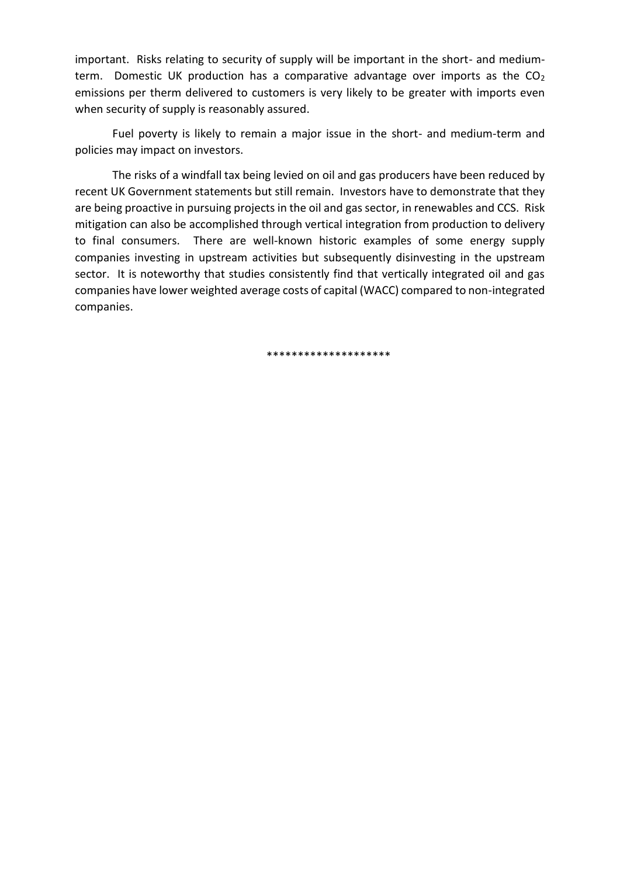important. Risks relating to security of supply will be important in the short- and medium-term. Domestic UK production has a comparative advantage over imports as the $CO_2$ emissions per therm delivered to customers is very likely to be greater with imports even when security of supply is reasonably assured.

Fuel poverty is likely to remain a major issue in the short- and medium-term and policies may impact on investors.

The risks of a windfall tax being levied on oil and gas producers have been reduced by recent UK Government statements but still remain. Investors have to demonstrate that they are being proactive in pursuing projects in the oil and gas sector, in renewables and CCS. Risk mitigation can also be accomplished through vertical integration from production to delivery to final consumers. There are well-known historic examples of some energy supply companies investing in upstream activities but subsequently disinvesting in the upstream sector. It is noteworthy that studies consistently find that vertically integrated oil and gas companies have lower weighted average costs of capital (WACC) compared to non-integrated companies.

********************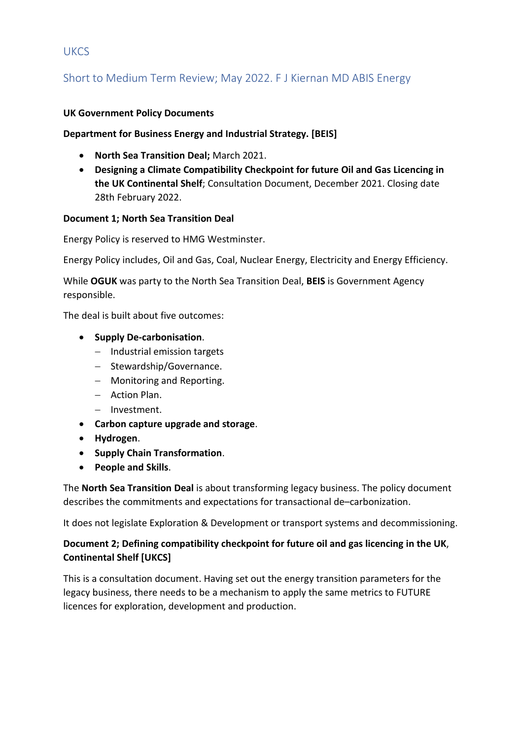## UKCS

## Short to Medium Term Review; May 2022. F J Kiernan MD ABIS Energy

**UK Government Policy Documents**

**Department for Business Energy and Industrial Strategy. [BEIS]**

- **North Sea Transition Deal;** March 2021.
- **Designing a Climate Compatibility Checkpoint for future Oil and Gas Licencing in the UK Continental Shelf**; Consultation Document, December 2021. Closing date 28th February 2022.

**Document 1; North Sea Transition Deal**

Energy Policy is reserved to HMG Westminster.

Energy Policy includes, Oil and Gas, Coal, Nuclear Energy, Electricity and Energy Efficiency.

While **OGUK** was party to the North Sea Transition Deal, **BEIS** is Government Agency responsible.

The deal is built about five outcomes:

- **Supply De-carbonisation**.
  - Industrial emission targets
  - Stewardship/Governance.
  - Monitoring and Reporting.
  - Action Plan.
  - Investment.
- **Carbon capture upgrade and storage**.
- **Hydrogen**.
- **Supply Chain Transformation**.
- **People and Skills**.

The **North Sea Transition Deal** is about transforming legacy business. The policy document describes the commitments and expectations for transactional de–carbonization.

It does not legislate Exploration & Development or transport systems and decommissioning.

**Document 2; Defining compatibility checkpoint for future oil and gas licencing in the UK, Continental Shelf [UKCS]**

This is a consultation document. Having set out the energy transition parameters for the legacy business, there needs to be a mechanism to apply the same metrics to FUTURE licences for exploration, development and production.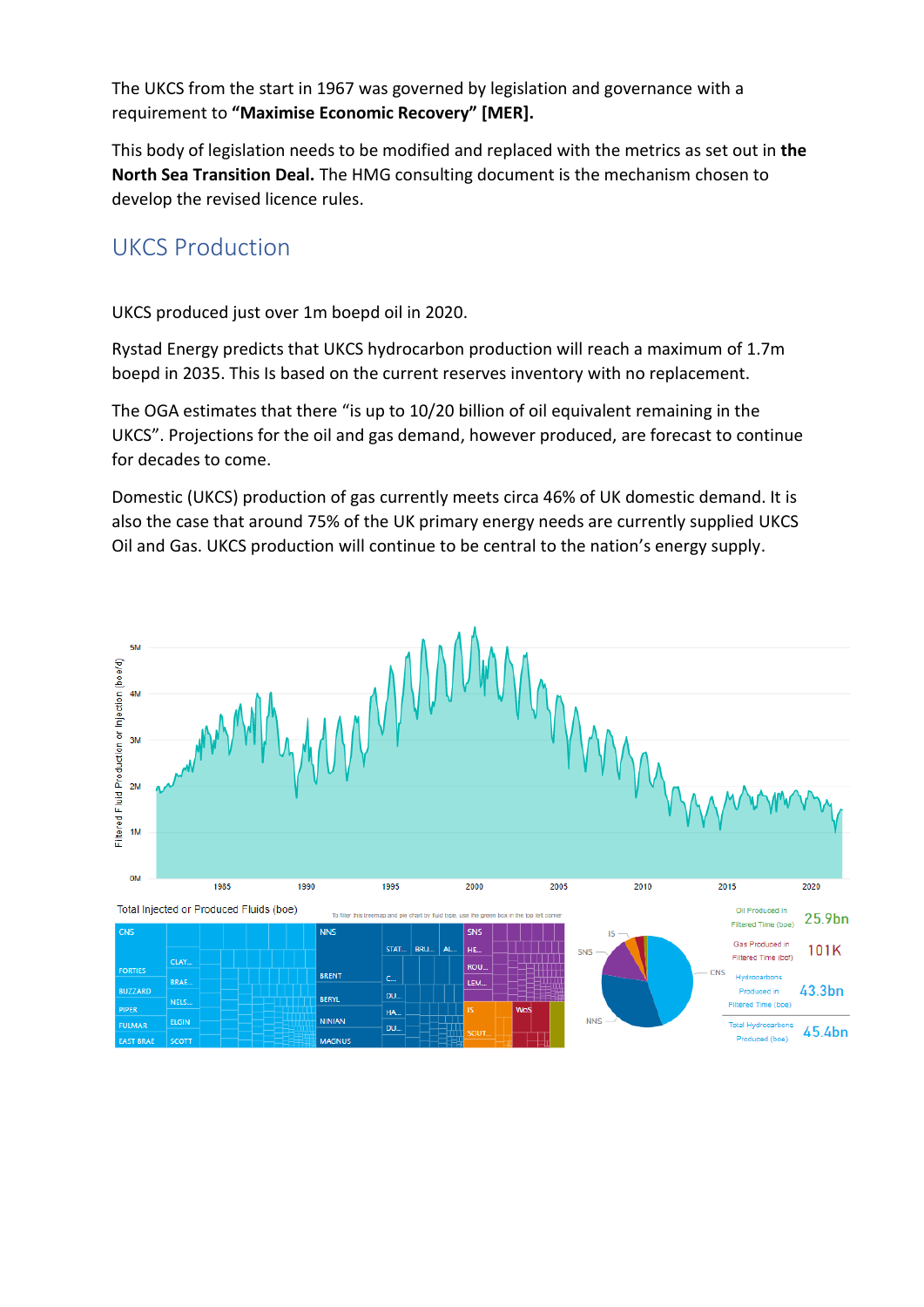The UKCS from the start in 1967 was governed by legislation and governance with a requirement to **"Maximise Economic Recovery" [MER].**

This body of legislation needs to be modified and replaced with the metrics as set out in **the North Sea Transition Deal.** The HMG consulting document is the mechanism chosen to develop the revised licence rules.

## UKCS Production

UKCS produced just over 1m boepd oil in 2020.

Rystad Energy predicts that UKCS hydrocarbon production will reach a maximum of 1.7m boepd in 2035. This Is based on the current reserves inventory with no replacement.

The OGA estimates that there "is up to 10/20 billion of oil equivalent remaining in the UKCS". Projections for the oil and gas demand, however produced, are forecast to continue for decades to come.

Domestic (UKCS) production of gas currently meets circa 46% of UK domestic demand. It is also the case that around 75% of the UK primary energy needs are currently supplied UKCS Oil and Gas. UKCS production will continue to be central to the nation's energy supply.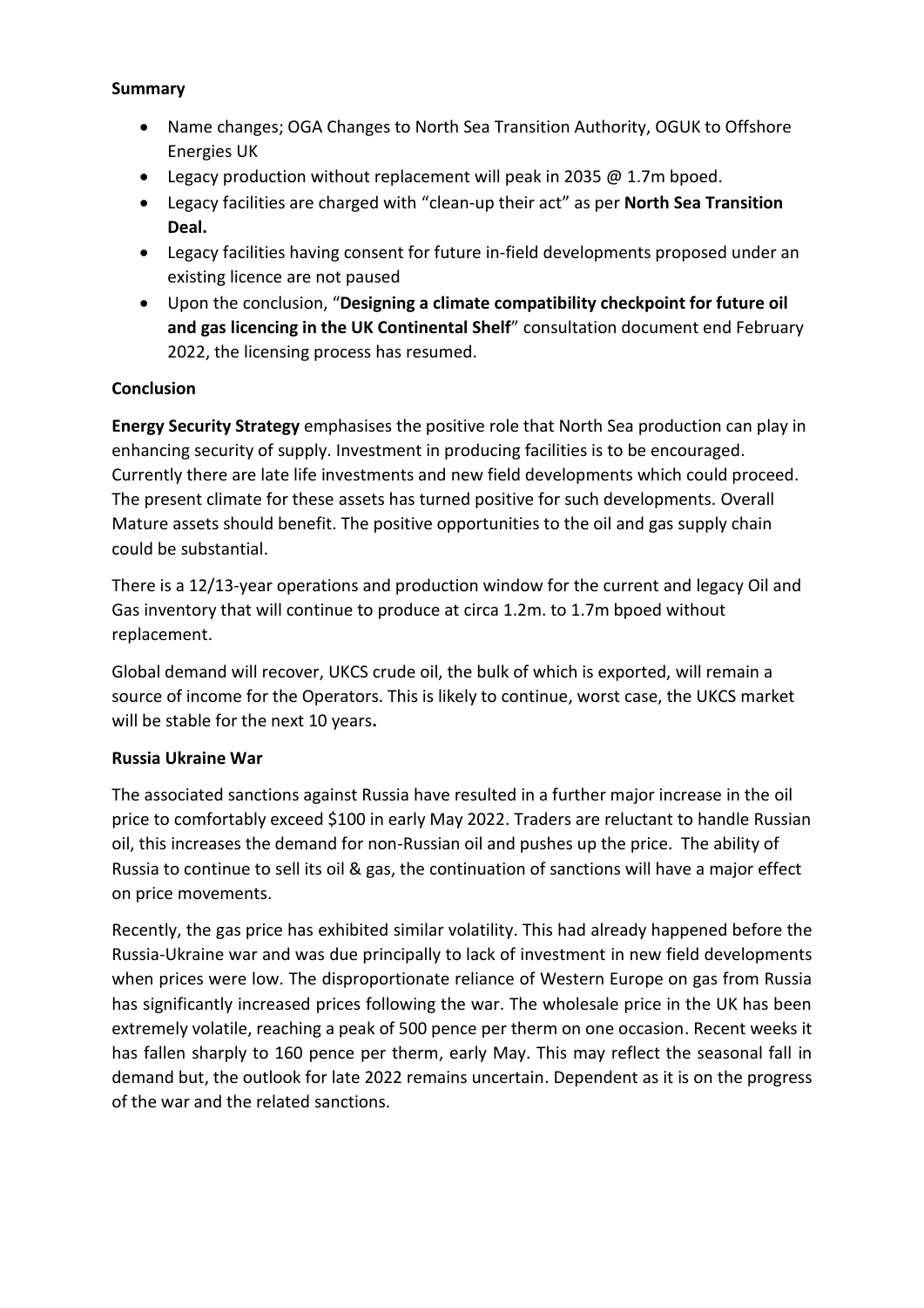**Summary**

- Name changes; OGA Changes to North Sea Transition Authority, OGUK to Offshore Energies UK
- Legacy production without replacement will peak in 2035 @ 1.7m bpoed.
- Legacy facilities are charged with "clean-up their act" as per **North Sea Transition Deal.**
- Legacy facilities having consent for future in-field developments proposed under an existing licence are not paused
- Upon the conclusion, "**Designing a climate compatibility checkpoint for future oil and gas licencing in the UK Continental Shelf**" consultation document end February 2022, the licensing process has resumed.

**Conclusion**

**Energy Security Strategy** emphasises the positive role that North Sea production can play in enhancing security of supply. Investment in producing facilities is to be encouraged. Currently there are late life investments and new field developments which could proceed. The present climate for these assets has turned positive for such developments. Overall Mature assets should benefit. The positive opportunities to the oil and gas supply chain could be substantial.

There is a 12/13-year operations and production window for the current and legacy Oil and Gas inventory that will continue to produce at circa 1.2m. to 1.7m bpoed without replacement.

Global demand will recover, UKCS crude oil, the bulk of which is exported, will remain a source of income for the Operators. This is likely to continue, worst case, the UKCS market will be stable for the next 10 years**.**

**Russia Ukraine War**

The associated sanctions against Russia have resulted in a further major increase in the oil price to comfortably exceed $100 in early May 2022. Traders are reluctant to handle Russian oil, this increases the demand for non-Russian oil and pushes up the price. The ability of Russia to continue to sell its oil & gas, the continuation of sanctions will have a major effect on price movements.

Recently, the gas price has exhibited similar volatility. This had already happened before the Russia-Ukraine war and was due principally to lack of investment in new field developments when prices were low. The disproportionate reliance of Western Europe on gas from Russia has significantly increased prices following the war. The wholesale price in the UK has been extremely volatile, reaching a peak of 500 pence per therm on one occasion. Recent weeks it has fallen sharply to 160 pence per therm, early May. This may reflect the seasonal fall in demand but, the outlook for late 2022 remains uncertain. Dependent as it is on the progress of the war and the related sanctions.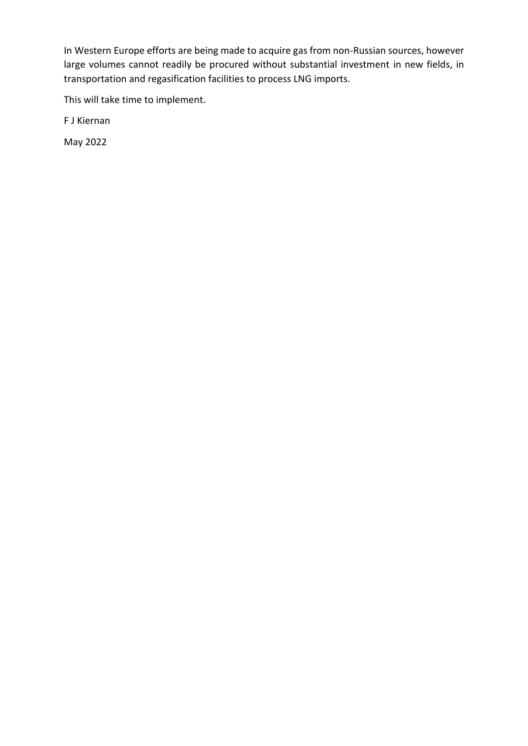In Western Europe efforts are being made to acquire gas from non-Russian sources, however large volumes cannot readily be procured without substantial investment in new fields, in transportation and regasification facilities to process LNG imports.

This will take time to implement.

F J Kiernan

May 2022